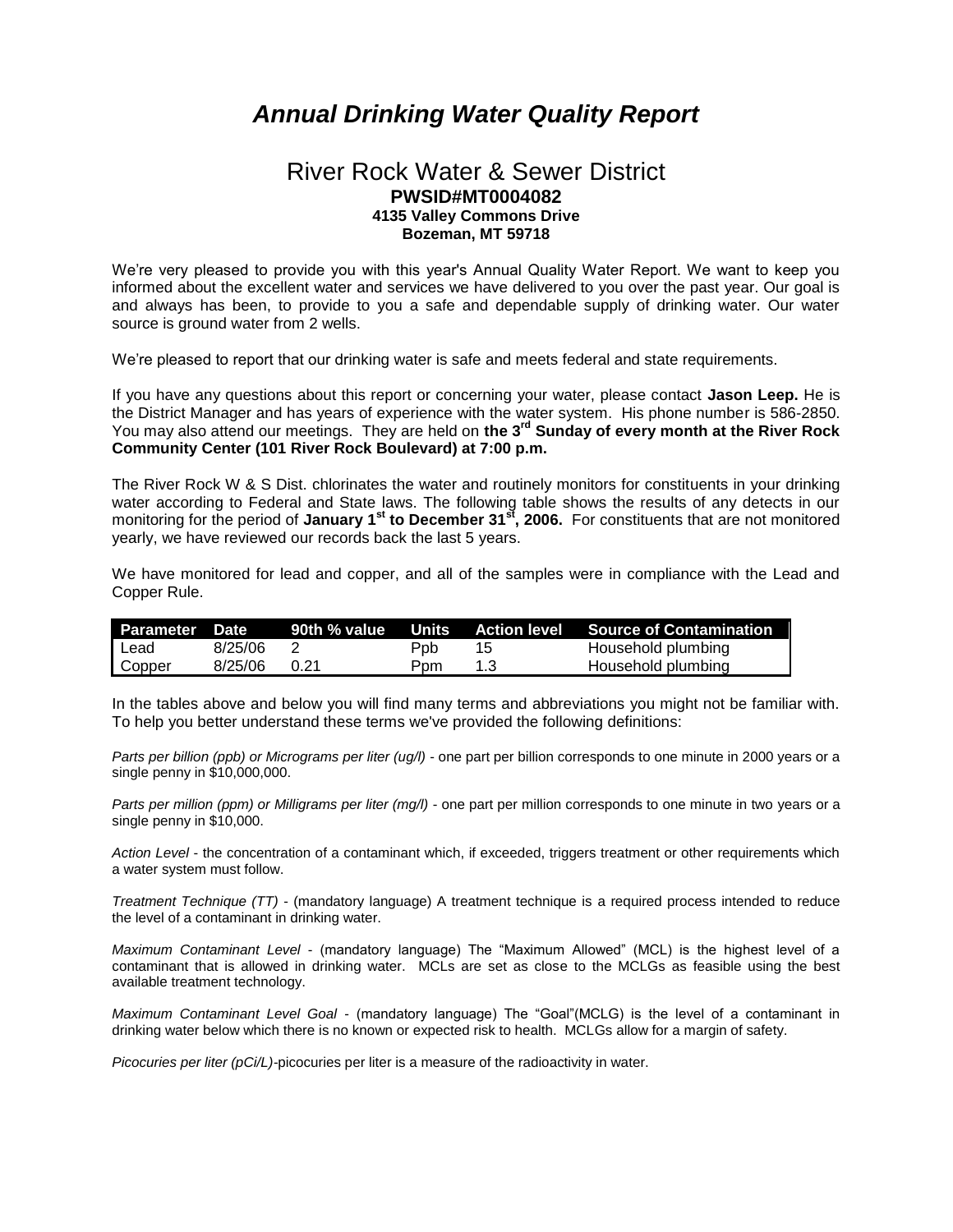# *Annual Drinking Water Quality Report*

## River Rock Water & Sewer District

**PWSID#MT0004082**
**4135 Valley Commons Drive**
**Bozeman, MT 59718**

We're very pleased to provide you with this year's Annual Quality Water Report. We want to keep you informed about the excellent water and services we have delivered to you over the past year. Our goal is and always has been, to provide to you a safe and dependable supply of drinking water. Our water source is ground water from 2 wells.

We're pleased to report that our drinking water is safe and meets federal and state requirements.

If you have any questions about this report or concerning your water, please contact **Jason Leep.** He is the District Manager and has years of experience with the water system. His phone number is 586-2850. You may also attend our meetings. They are held on **the 3rd Sunday of every month at the River Rock Community Center (101 River Rock Boulevard) at 7:00 p.m.**

The River Rock W & S Dist. chlorinates the water and routinely monitors for constituents in your drinking water according to Federal and State laws. The following table shows the results of any detects in our monitoring for the period of **January 1st to December 31st, 2006.** For constituents that are not monitored yearly, we have reviewed our records back the last 5 years.

We have monitored for lead and copper, and all of the samples were in compliance with the Lead and Copper Rule.

| Parameter | Date | 90th % value | Units | Action level | Source of Contamination |
|---|---|---|---|---|---|
| Lead | 8/25/06 | 2 | Ppb | 15 | Household plumbing |
| Copper | 8/25/06 | 0.21 | Ppm | 1.3 | Household plumbing |

In the tables above and below you will find many terms and abbreviations you might not be familiar with. To help you better understand these terms we've provided the following definitions:

*Parts per billion (ppb) or Micrograms per liter (ug/l)* - one part per billion corresponds to one minute in 2000 years or a single penny in $10,000,000.

*Parts per million (ppm) or Milligrams per liter (mg/l)* - one part per million corresponds to one minute in two years or a single penny in $10,000.

*Action Level* - the concentration of a contaminant which, if exceeded, triggers treatment or other requirements which a water system must follow.

*Treatment Technique (TT)* - (mandatory language) A treatment technique is a required process intended to reduce the level of a contaminant in drinking water.

*Maximum Contaminant Level* - (mandatory language) The "Maximum Allowed" (MCL) is the highest level of a contaminant that is allowed in drinking water. MCLs are set as close to the MCLGs as feasible using the best available treatment technology.

*Maximum Contaminant Level Goal* - (mandatory language) The "Goal"(MCLG) is the level of a contaminant in drinking water below which there is no known or expected risk to health. MCLGs allow for a margin of safety.

*Picocuries per liter (pCi/L)*-picocuries per liter is a measure of the radioactivity in water.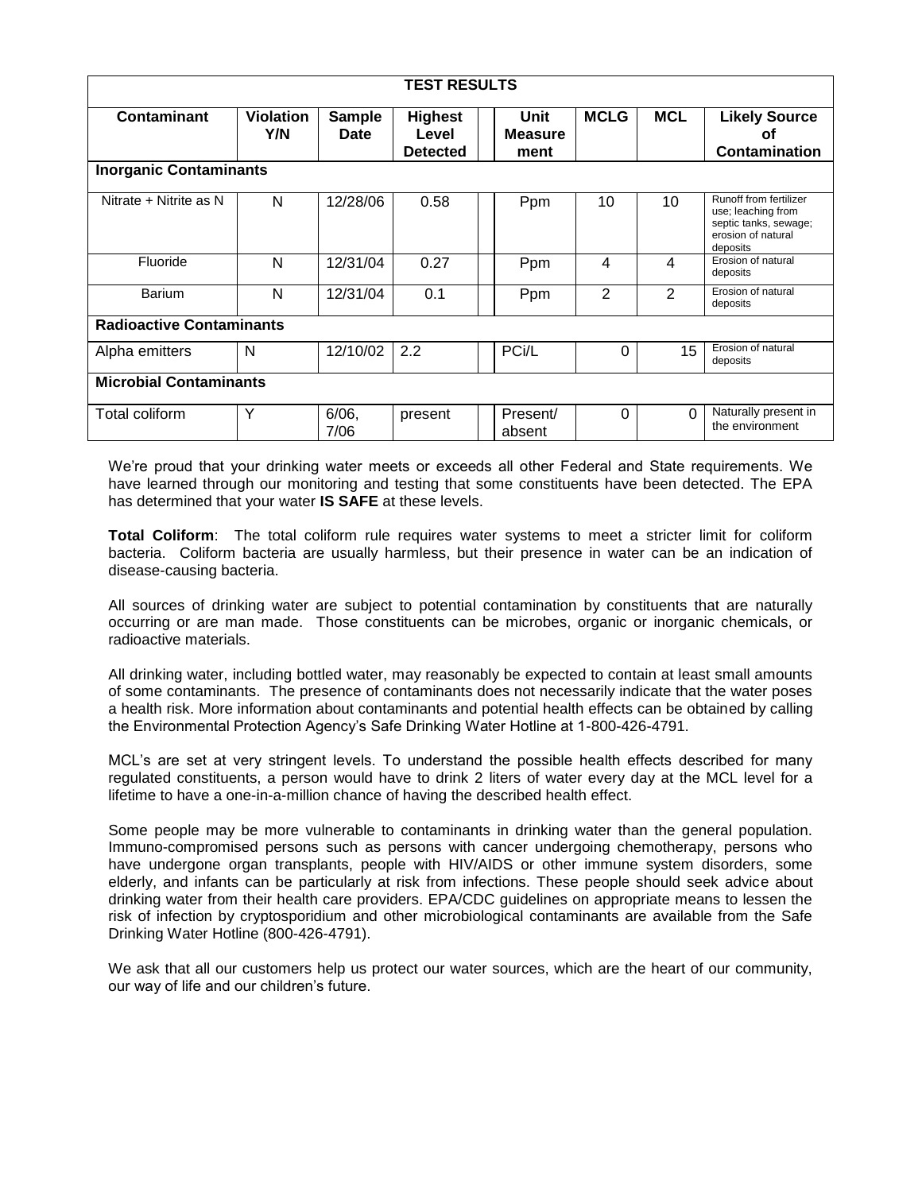| TEST RESULTS | | | | | | | | |
|---|---|---|---|---|---|---|---|---|
| **Contaminant** | **Violation Y/N** | **Sample Date** | **Highest Level Detected** | | **Unit Measure ment** | **MCLG** | **MCL** | **Likely Source of Contamination** |
| **Inorganic Contaminants** | | | | | | | | |
| Nitrate + Nitrite as N | N | 12/28/06 | 0.58 | | Ppm | 10 | 10 | Runoff from fertilizer use; leaching from septic tanks, sewage; erosion of natural deposits |
| Fluoride | N | 12/31/04 | 0.27 | | Ppm | 4 | 4 | Erosion of natural deposits |
| Barium | N | 12/31/04 | 0.1 | | Ppm | 2 | 2 | Erosion of natural deposits |
| **Radioactive Contaminants** | | | | | | | | |
| Alpha emitters | N | 12/10/02 | 2.2 | | PCi/L | 0 | 15 | Erosion of natural deposits |
| **Microbial Contaminants** | | | | | | | | |
| Total coliform | Y | 6/06, 7/06 | present | | Present/ absent | 0 | 0 | Naturally present in the environment |

We're proud that your drinking water meets or exceeds all other Federal and State requirements. We have learned through our monitoring and testing that some constituents have been detected. The EPA has determined that your water **IS SAFE** at these levels.

**Total Coliform**: The total coliform rule requires water systems to meet a stricter limit for coliform bacteria. Coliform bacteria are usually harmless, but their presence in water can be an indication of disease-causing bacteria.

All sources of drinking water are subject to potential contamination by constituents that are naturally occurring or are man made. Those constituents can be microbes, organic or inorganic chemicals, or radioactive materials.

All drinking water, including bottled water, may reasonably be expected to contain at least small amounts of some contaminants. The presence of contaminants does not necessarily indicate that the water poses a health risk. More information about contaminants and potential health effects can be obtained by calling the Environmental Protection Agency's Safe Drinking Water Hotline at 1-800-426-4791.

MCL's are set at very stringent levels. To understand the possible health effects described for many regulated constituents, a person would have to drink 2 liters of water every day at the MCL level for a lifetime to have a one-in-a-million chance of having the described health effect.

Some people may be more vulnerable to contaminants in drinking water than the general population. Immuno-compromised persons such as persons with cancer undergoing chemotherapy, persons who have undergone organ transplants, people with HIV/AIDS or other immune system disorders, some elderly, and infants can be particularly at risk from infections. These people should seek advice about drinking water from their health care providers. EPA/CDC guidelines on appropriate means to lessen the risk of infection by cryptosporidium and other microbiological contaminants are available from the Safe Drinking Water Hotline (800-426-4791).

We ask that all our customers help us protect our water sources, which are the heart of our community, our way of life and our children's future.